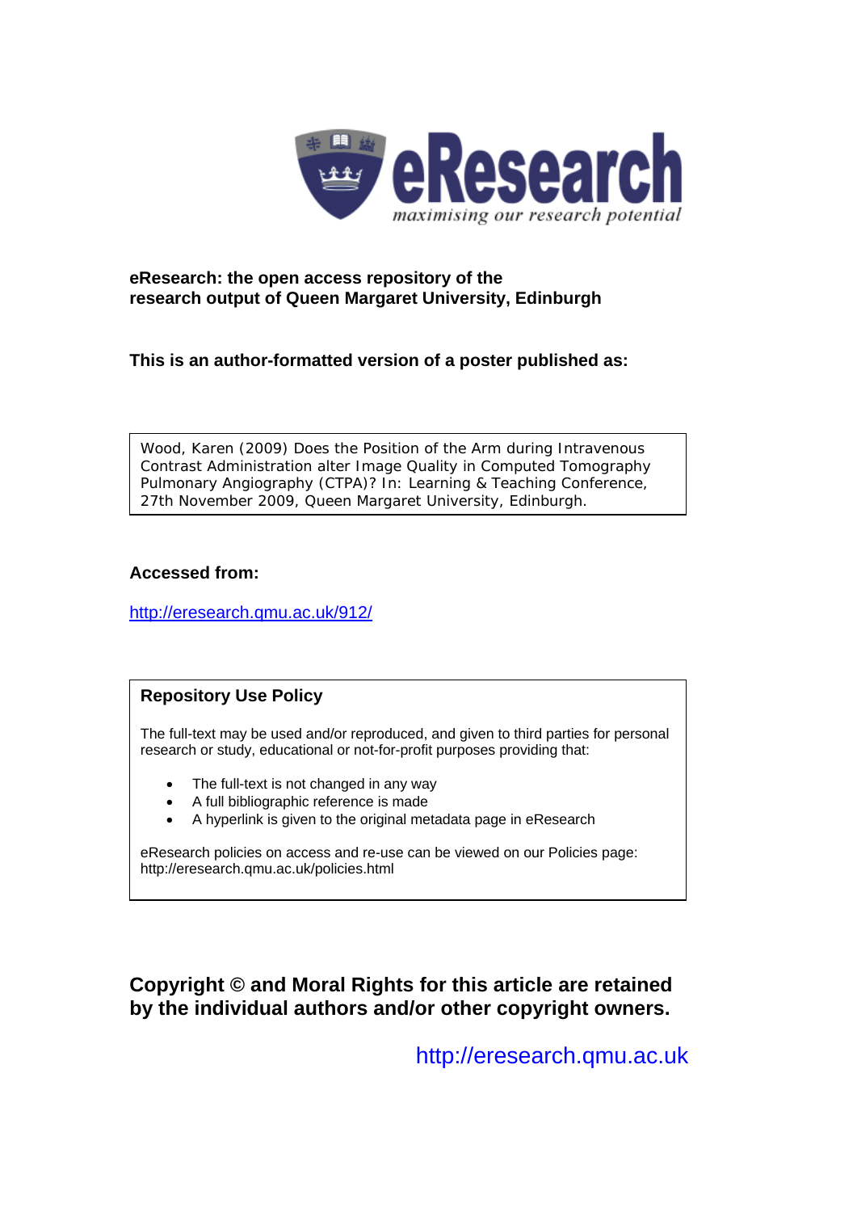**eResearch** *maximising our research potential*

**eResearch: the open access repository of the research output of Queen Margaret University, Edinburgh**

**This is an author-formatted version of a poster published as:**

Wood, Karen (2009) Does the Position of the Arm during Intravenous Contrast Administration alter Image Quality in Computed Tomography Pulmonary Angiography (CTPA)? In: Learning & Teaching Conference, 27th November 2009, Queen Margaret University, Edinburgh.

**Accessed from:**

http://eresearch.qmu.ac.uk/912/

**Repository Use Policy**

The full-text may be used and/or reproduced, and given to third parties for personal research or study, educational or not-for-profit purposes providing that:

- The full-text is not changed in any way
- A full bibliographic reference is made
- A hyperlink is given to the original metadata page in eResearch

eResearch policies on access and re-use can be viewed on our Policies page: http://eresearch.qmu.ac.uk/policies.html

**Copyright © and Moral Rights for this article are retained by the individual authors and/or other copyright owners.**

http://eresearch.qmu.ac.uk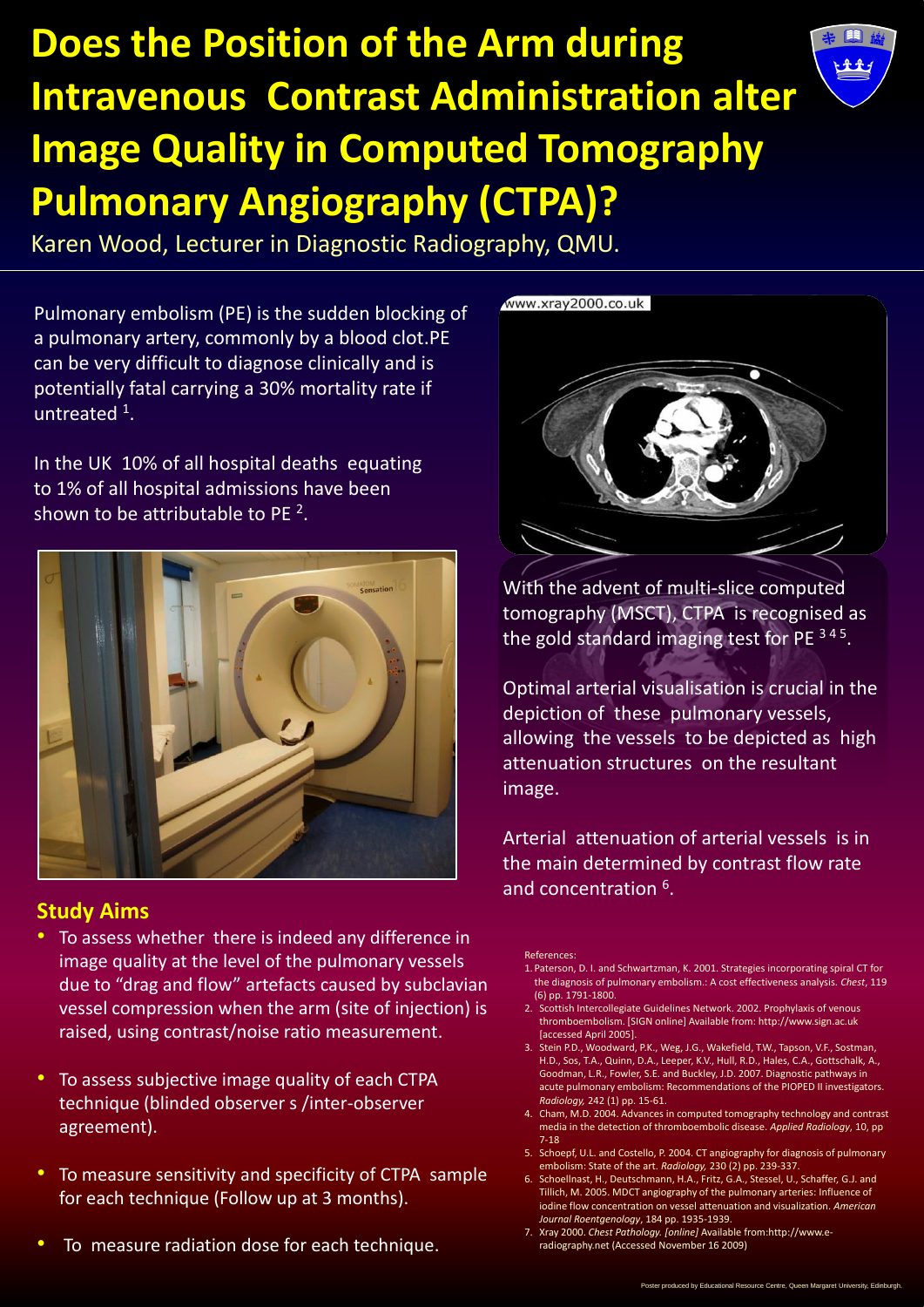# Does the Position of the Arm during Intravenous Contrast Administration alter Image Quality in Computed Tomography Pulmonary Angiography (CTPA)?

Karen Wood, Lecturer in Diagnostic Radiography, QMU.

Pulmonary embolism (PE) is the sudden blocking of a pulmonary artery, commonly by a blood clot.PE can be very difficult to diagnose clinically and is potentially fatal carrying a 30% mortality rate if untreated [1].

In the UK 10% of all hospital deaths equating to 1% of all hospital admissions have been shown to be attributable to PE [2].

www.xray2000.co.uk

With the advent of multi-slice computed tomography (MSCT), CTPA is recognised as the gold standard imaging test for PE [3 4 5].

Optimal arterial visualisation is crucial in the depiction of these pulmonary vessels, allowing the vessels to be depicted as high attenuation structures on the resultant image.

Arterial attenuation of arterial vessels is in the main determined by contrast flow rate and concentration [6].

## Study Aims

- To assess whether there is indeed any difference in image quality at the level of the pulmonary vessels due to "drag and flow" artefacts caused by subclavian vessel compression when the arm (site of injection) is raised, using contrast/noise ratio measurement.
- To assess subjective image quality of each CTPA technique (blinded observer s /inter-observer agreement).
- To measure sensitivity and specificity of CTPA sample for each technique (Follow up at 3 months).
- To measure radiation dose for each technique.

References:

1. Paterson, D. I. and Schwartzman, K. 2001. Strategies incorporating spiral CT for the diagnosis of pulmonary embolism.: A cost effectiveness analysis. *Chest*, 119 (6) pp. 1791-1800.
2. Scottish Intercollegiate Guidelines Network. 2002. Prophylaxis of venous thromboembolism. [SIGN online] Available from: http://www.sign.ac.uk [accessed April 2005].
3. Stein P.D., Woodward, P.K., Weg, J.G., Wakefield, T.W., Tapson, V.F., Sostman, H.D., Sos, T.A., Quinn, D.A., Leeper, K.V., Hull, R.D., Hales, C.A., Gottschalk, A., Goodman, L.R., Fowler, S.E. and Buckley, J.D. 2007. Diagnostic pathways in acute pulmonary embolism: Recommendations of the PIOPED II investigators. *Radiology,* 242 (1) pp. 15-61.
4. Cham, M.D. 2004. Advances in computed tomography technology and contrast media in the detection of thromboembolic disease. *Applied Radiology*, 10, pp 7-18
5. Schoepf, U.L. and Costello, P. 2004. CT angiography for diagnosis of pulmonary embolism: State of the art. *Radiology,* 230 (2) pp. 239-337.
6. Schoellnast, H., Deutschmann, H.A., Fritz, G.A., Stessel, U., Schaffer, G.J. and Tillich, M. 2005. MDCT angiography of the pulmonary arteries: Influence of iodine flow concentration on vessel attenuation and visualization. *American Journal Roentgenology*, 184 pp. 1935-1939.
7. Xray 2000. *Chest Pathology. [online]* Available from:http://www.e-radiography.net (Accessed November 16 2009)

Poster produced by Educational Resource Centre, Queen Margaret University, Edinburgh.